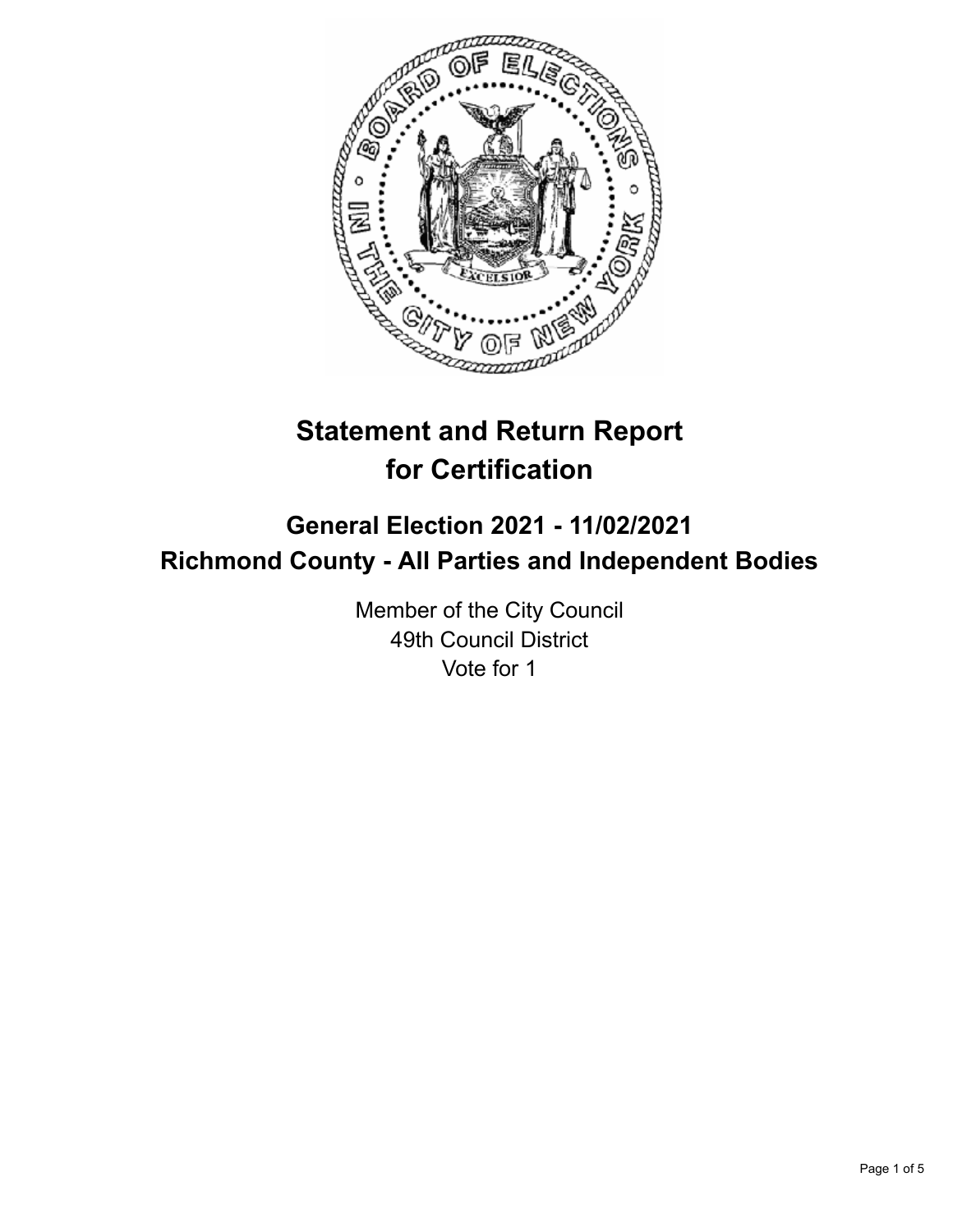# Statement and Return Report for Certification

## General Election 2021 - 11/02/2021
## Richmond County - All Parties and Independent Bodies

Member of the City Council
49th Council District
Vote for 1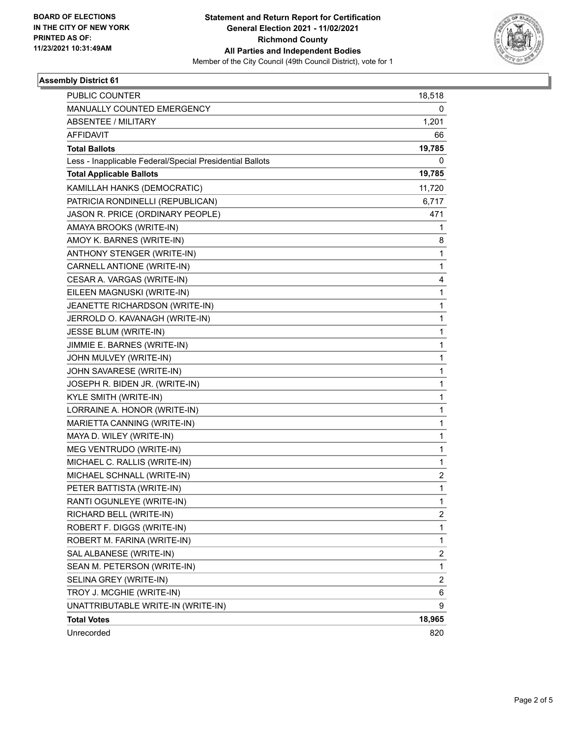BOARD OF ELECTIONS
IN THE CITY OF NEW YORK
PRINTED AS OF:
11/23/2021 10:31:49AM

**Statement and Return Report for Certification**
**General Election 2021 - 11/02/2021**
**Richmond County**
**All Parties and Independent Bodies**
Member of the City Council (49th Council District), vote for 1

### Assembly District 61

| | |
|---|---|
| PUBLIC COUNTER | 18,518 |
| MANUALLY COUNTED EMERGENCY | 0 |
| ABSENTEE / MILITARY | 1,201 |
| AFFIDAVIT | 66 |
| **Total Ballots** | **19,785** |
| Less - Inapplicable Federal/Special Presidential Ballots | 0 |
| **Total Applicable Ballots** | **19,785** |
| KAMILLAH HANKS (DEMOCRATIC) | 11,720 |
| PATRICIA RONDINELLI (REPUBLICAN) | 6,717 |
| JASON R. PRICE (ORDINARY PEOPLE) | 471 |
| AMAYA BROOKS (WRITE-IN) | 1 |
| AMOY K. BARNES (WRITE-IN) | 8 |
| ANTHONY STENGER (WRITE-IN) | 1 |
| CARNELL ANTIONE (WRITE-IN) | 1 |
| CESAR A. VARGAS (WRITE-IN) | 4 |
| EILEEN MAGNUSKI (WRITE-IN) | 1 |
| JEANETTE RICHARDSON (WRITE-IN) | 1 |
| JERROLD O. KAVANAGH (WRITE-IN) | 1 |
| JESSE BLUM (WRITE-IN) | 1 |
| JIMMIE E. BARNES (WRITE-IN) | 1 |
| JOHN MULVEY (WRITE-IN) | 1 |
| JOHN SAVARESE (WRITE-IN) | 1 |
| JOSEPH R. BIDEN JR. (WRITE-IN) | 1 |
| KYLE SMITH (WRITE-IN) | 1 |
| LORRAINE A. HONOR (WRITE-IN) | 1 |
| MARIETTA CANNING (WRITE-IN) | 1 |
| MAYA D. WILEY (WRITE-IN) | 1 |
| MEG VENTRUDO (WRITE-IN) | 1 |
| MICHAEL C. RALLIS (WRITE-IN) | 1 |
| MICHAEL SCHNALL (WRITE-IN) | 2 |
| PETER BATTISTA (WRITE-IN) | 1 |
| RANTI OGUNLEYE (WRITE-IN) | 1 |
| RICHARD BELL (WRITE-IN) | 2 |
| ROBERT F. DIGGS (WRITE-IN) | 1 |
| ROBERT M. FARINA (WRITE-IN) | 1 |
| SAL ALBANESE (WRITE-IN) | 2 |
| SEAN M. PETERSON (WRITE-IN) | 1 |
| SELINA GREY (WRITE-IN) | 2 |
| TROY J. MCGHIE (WRITE-IN) | 6 |
| UNATTRIBUTABLE WRITE-IN (WRITE-IN) | 9 |
| **Total Votes** | **18,965** |
| Unrecorded | 820 |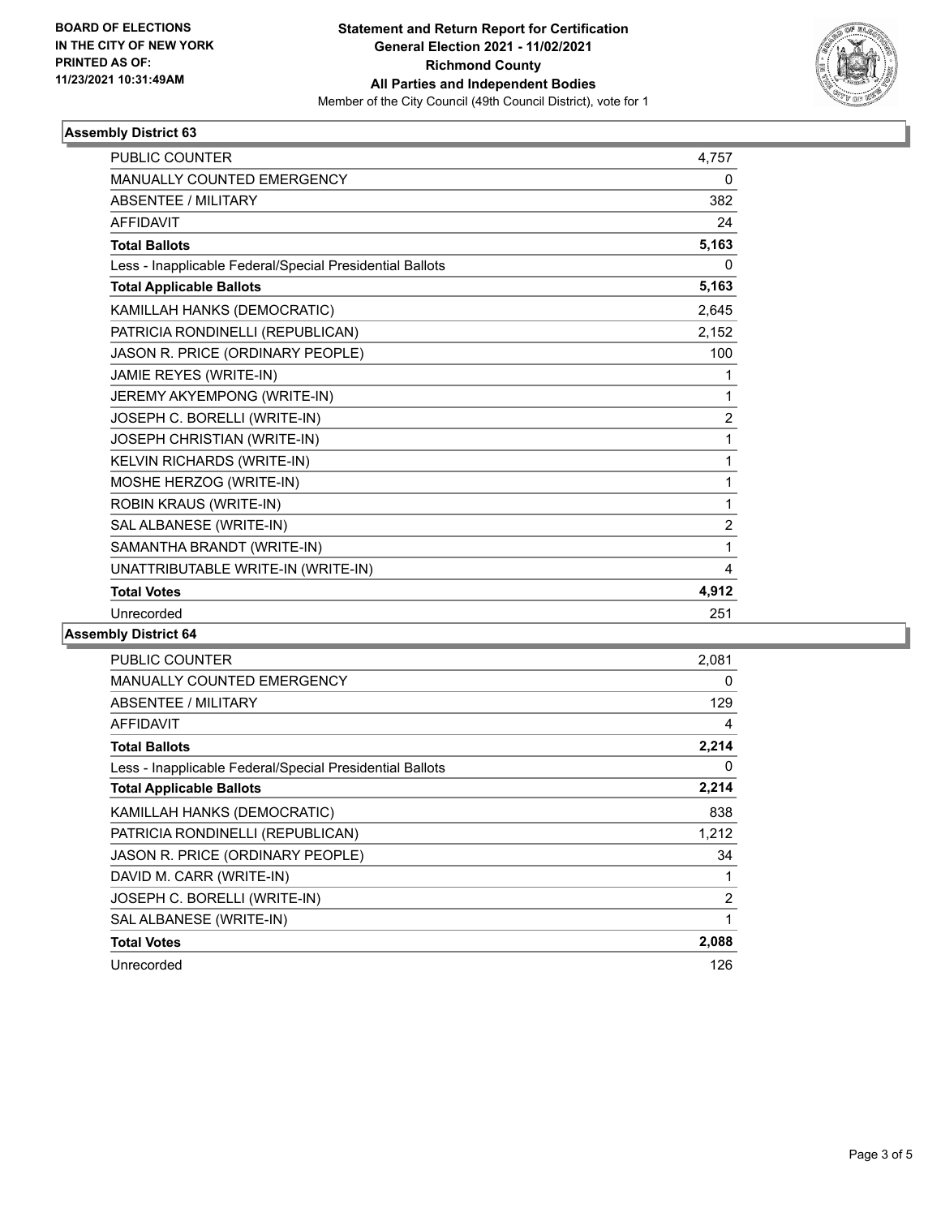BOARD OF ELECTIONS
IN THE CITY OF NEW YORK
PRINTED AS OF:
11/23/2021 10:31:49AM

**Statement and Return Report for Certification**
**General Election 2021 - 11/02/2021**
**Richmond County**
**All Parties and Independent Bodies**
Member of the City Council (49th Council District), vote for 1

### Assembly District 63

| | |
|---|---|
| PUBLIC COUNTER | 4,757 |
| MANUALLY COUNTED EMERGENCY | 0 |
| ABSENTEE / MILITARY | 382 |
| AFFIDAVIT | 24 |
| **Total Ballots** | **5,163** |
| Less - Inapplicable Federal/Special Presidential Ballots | 0 |
| **Total Applicable Ballots** | **5,163** |
| KAMILLAH HANKS (DEMOCRATIC) | 2,645 |
| PATRICIA RONDINELLI (REPUBLICAN) | 2,152 |
| JASON R. PRICE (ORDINARY PEOPLE) | 100 |
| JAMIE REYES (WRITE-IN) | 1 |
| JEREMY AKYEMPONG (WRITE-IN) | 1 |
| JOSEPH C. BORELLI (WRITE-IN) | 2 |
| JOSEPH CHRISTIAN (WRITE-IN) | 1 |
| KELVIN RICHARDS (WRITE-IN) | 1 |
| MOSHE HERZOG (WRITE-IN) | 1 |
| ROBIN KRAUS (WRITE-IN) | 1 |
| SAL ALBANESE (WRITE-IN) | 2 |
| SAMANTHA BRANDT (WRITE-IN) | 1 |
| UNATTRIBUTABLE WRITE-IN (WRITE-IN) | 4 |
| **Total Votes** | **4,912** |
| Unrecorded | 251 |

### Assembly District 64

| | |
|---|---|
| PUBLIC COUNTER | 2,081 |
| MANUALLY COUNTED EMERGENCY | 0 |
| ABSENTEE / MILITARY | 129 |
| AFFIDAVIT | 4 |
| **Total Ballots** | **2,214** |
| Less - Inapplicable Federal/Special Presidential Ballots | 0 |
| **Total Applicable Ballots** | **2,214** |
| KAMILLAH HANKS (DEMOCRATIC) | 838 |
| PATRICIA RONDINELLI (REPUBLICAN) | 1,212 |
| JASON R. PRICE (ORDINARY PEOPLE) | 34 |
| DAVID M. CARR (WRITE-IN) | 1 |
| JOSEPH C. BORELLI (WRITE-IN) | 2 |
| SAL ALBANESE (WRITE-IN) | 1 |
| **Total Votes** | **2,088** |
| Unrecorded | 126 |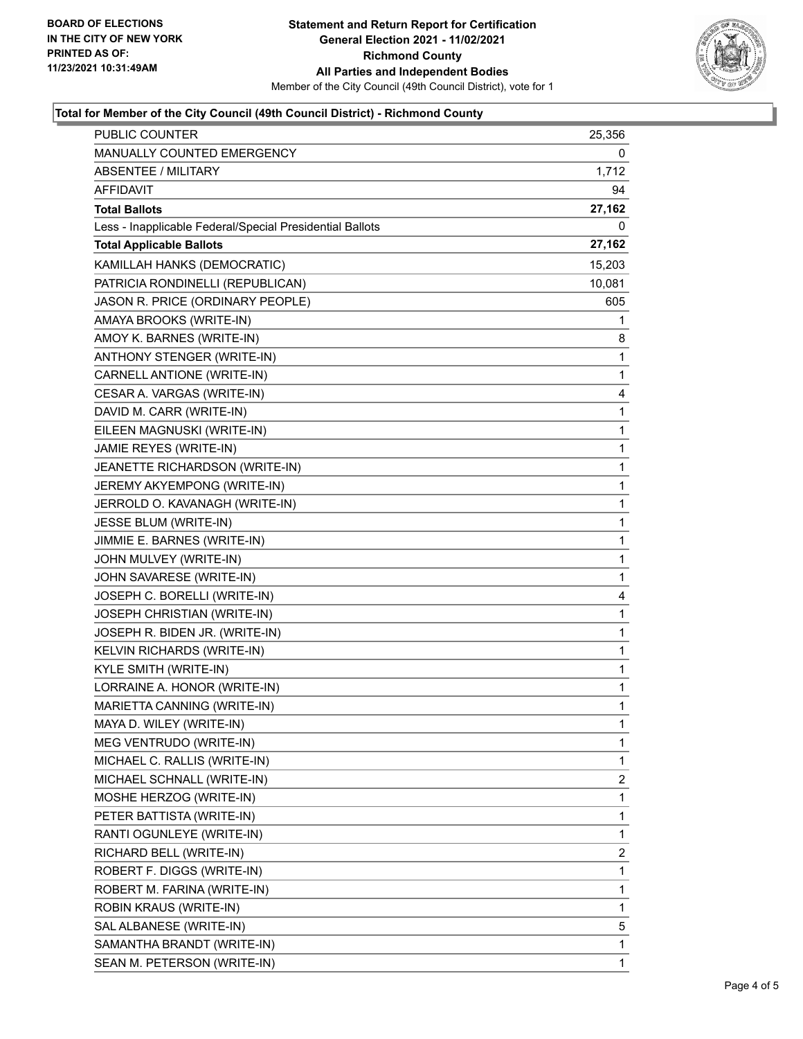**BOARD OF ELECTIONS IN THE CITY OF NEW YORK PRINTED AS OF: 11/23/2021 10:31:49AM**

**Statement and Return Report for Certification General Election 2021 - 11/02/2021 Richmond County All Parties and Independent Bodies**

Member of the City Council (49th Council District), vote for 1

### Total for Member of the City Council (49th Council District) - Richmond County

| | |
|---|---|
| PUBLIC COUNTER | 25,356 |
| MANUALLY COUNTED EMERGENCY | 0 |
| ABSENTEE / MILITARY | 1,712 |
| AFFIDAVIT | 94 |
| **Total Ballots** | **27,162** |
| Less - Inapplicable Federal/Special Presidential Ballots | 0 |
| **Total Applicable Ballots** | **27,162** |
| KAMILLAH HANKS (DEMOCRATIC) | 15,203 |
| PATRICIA RONDINELLI (REPUBLICAN) | 10,081 |
| JASON R. PRICE (ORDINARY PEOPLE) | 605 |
| AMAYA BROOKS (WRITE-IN) | 1 |
| AMOY K. BARNES (WRITE-IN) | 8 |
| ANTHONY STENGER (WRITE-IN) | 1 |
| CARNELL ANTIONE (WRITE-IN) | 1 |
| CESAR A. VARGAS (WRITE-IN) | 4 |
| DAVID M. CARR (WRITE-IN) | 1 |
| EILEEN MAGNUSKI (WRITE-IN) | 1 |
| JAMIE REYES (WRITE-IN) | 1 |
| JEANETTE RICHARDSON (WRITE-IN) | 1 |
| JEREMY AKYEMPONG (WRITE-IN) | 1 |
| JERROLD O. KAVANAGH (WRITE-IN) | 1 |
| JESSE BLUM (WRITE-IN) | 1 |
| JIMMIE E. BARNES (WRITE-IN) | 1 |
| JOHN MULVEY (WRITE-IN) | 1 |
| JOHN SAVARESE (WRITE-IN) | 1 |
| JOSEPH C. BORELLI (WRITE-IN) | 4 |
| JOSEPH CHRISTIAN (WRITE-IN) | 1 |
| JOSEPH R. BIDEN JR. (WRITE-IN) | 1 |
| KELVIN RICHARDS (WRITE-IN) | 1 |
| KYLE SMITH (WRITE-IN) | 1 |
| LORRAINE A. HONOR (WRITE-IN) | 1 |
| MARIETTA CANNING (WRITE-IN) | 1 |
| MAYA D. WILEY (WRITE-IN) | 1 |
| MEG VENTRUDO (WRITE-IN) | 1 |
| MICHAEL C. RALLIS (WRITE-IN) | 1 |
| MICHAEL SCHNALL (WRITE-IN) | 2 |
| MOSHE HERZOG (WRITE-IN) | 1 |
| PETER BATTISTA (WRITE-IN) | 1 |
| RANTI OGUNLEYE (WRITE-IN) | 1 |
| RICHARD BELL (WRITE-IN) | 2 |
| ROBERT F. DIGGS (WRITE-IN) | 1 |
| ROBERT M. FARINA (WRITE-IN) | 1 |
| ROBIN KRAUS (WRITE-IN) | 1 |
| SAL ALBANESE (WRITE-IN) | 5 |
| SAMANTHA BRANDT (WRITE-IN) | 1 |
| SEAN M. PETERSON (WRITE-IN) | 1 |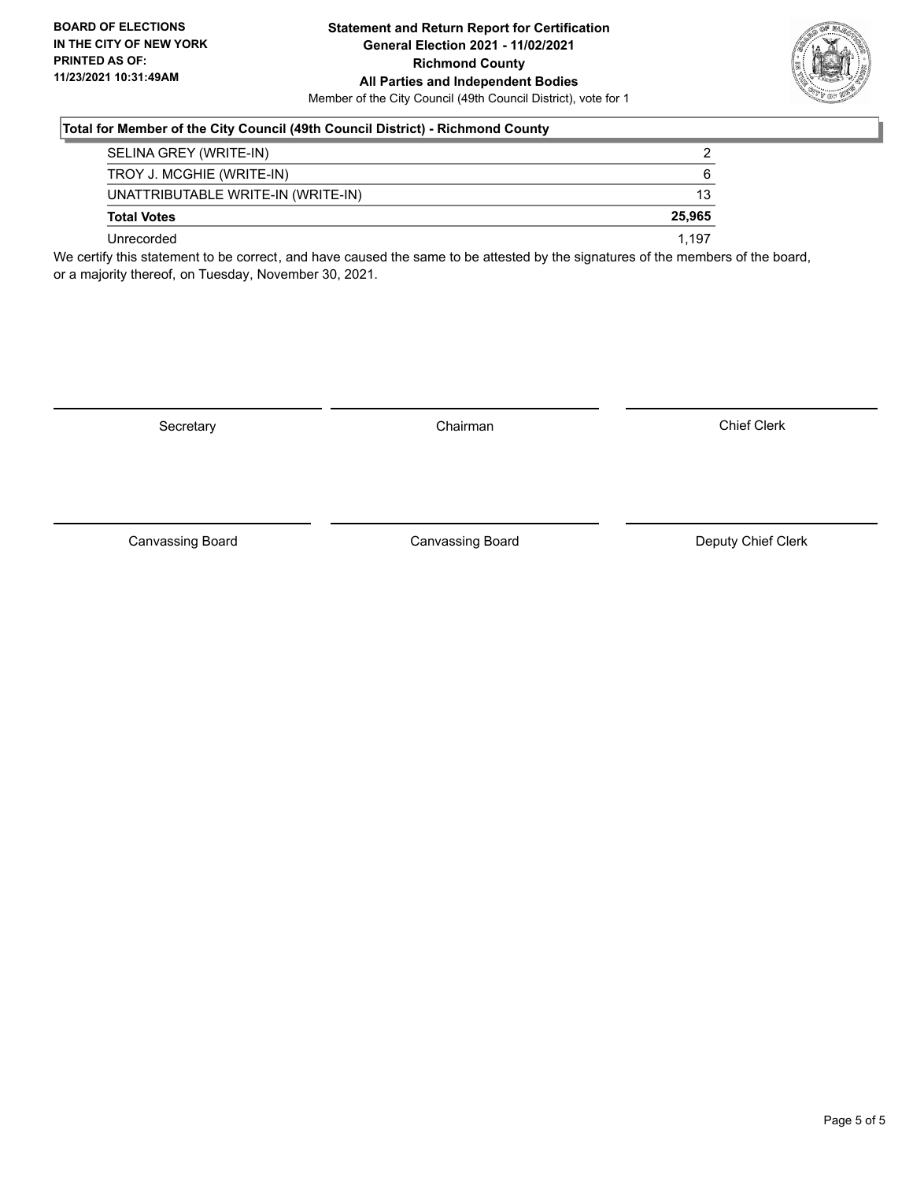**BOARD OF ELECTIONS IN THE CITY OF NEW YORK PRINTED AS OF: 11/23/2021 10:31:49AM**

**Statement and Return Report for Certification**
**General Election 2021 - 11/02/2021**
**Richmond County**
**All Parties and Independent Bodies**
Member of the City Council (49th Council District), vote for 1

**Total for Member of the City Council (49th Council District) - Richmond County**

| | |
|---|---|
| SELINA GREY (WRITE-IN) | 2 |
| TROY J. MCGHIE (WRITE-IN) | 6 |
| UNATTRIBUTABLE WRITE-IN (WRITE-IN) | 13 |
| **Total Votes** | **25,965** |
| Unrecorded | 1,197 |

We certify this statement to be correct, and have caused the same to be attested by the signatures of the members of the board, or a majority thereof, on Tuesday, November 30, 2021.

| | | |
|---|---|---|
| Secretary | Chairman | Chief Clerk |
| Canvassing Board | Canvassing Board | Deputy Chief Clerk |